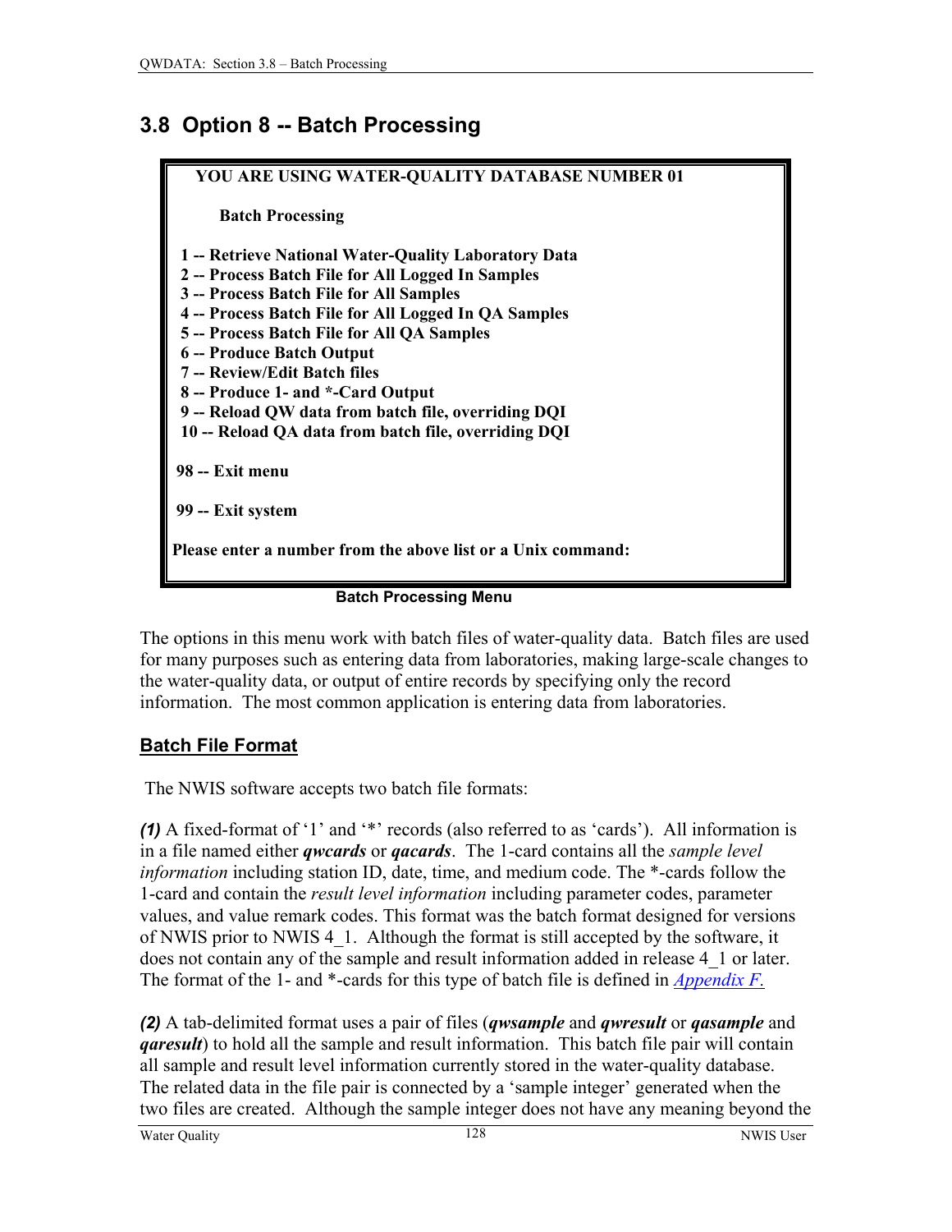# 3.8 Option 8 -- Batch Processing

```
YOU ARE USING WATER-QUALITY DATABASE NUMBER 01

     Batch Processing

 1 -- Retrieve National Water-Quality Laboratory Data
 2 -- Process Batch File for All Logged In Samples
 3 -- Process Batch File for All Samples
 4 -- Process Batch File for All Logged In QA Samples
 5 -- Process Batch File for All QA Samples
 6 -- Produce Batch Output
 7 -- Review/Edit Batch files
 8 -- Produce 1- and *-Card Output
 9 -- Reload QW data from batch file, overriding DQI
10 -- Reload QA data from batch file, overriding DQI

98 -- Exit menu

99 -- Exit system

Please enter a number from the above list or a Unix command:
```

**Batch Processing Menu**

The options in this menu work with batch files of water-quality data. Batch files are used for many purposes such as entering data from laboratories, making large-scale changes to the water-quality data, or output of entire records by specifying only the record information. The most common application is entering data from laboratories.

## Batch File Format

The NWIS software accepts two batch file formats:

***(1)*** A fixed-format of '1' and '*' records (also referred to as 'cards'). All information is in a file named either ***qwcards*** or ***qacards***. The 1-card contains all the *sample level information* including station ID, date, time, and medium code. The *-cards follow the 1-card and contain the *result level information* including parameter codes, parameter values, and value remark codes. This format was the batch format designed for versions of NWIS prior to NWIS 4_1. Although the format is still accepted by the software, it does not contain any of the sample and result information added in release 4_1 or later. The format of the 1- and *-cards for this type of batch file is defined in *Appendix F.*

***(2)*** A tab-delimited format uses a pair of files (***qwsample*** and ***qwresult*** or ***qasample*** and ***qaresult***) to hold all the sample and result information. This batch file pair will contain all sample and result level information currently stored in the water-quality database. The related data in the file pair is connected by a 'sample integer' generated when the two files are created. Although the sample integer does not have any meaning beyond the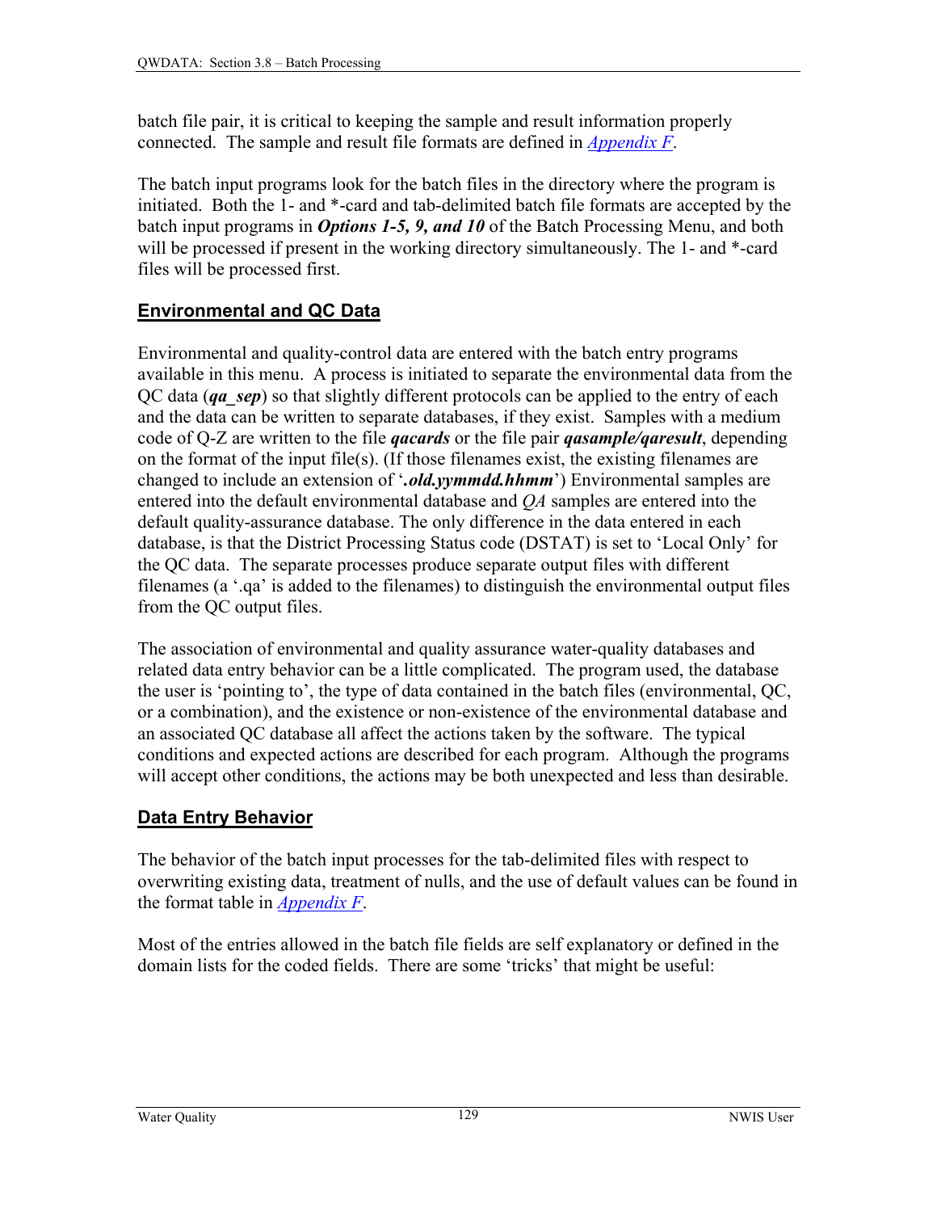batch file pair, it is critical to keeping the sample and result information properly connected. The sample and result file formats are defined in [Appendix F](#).

The batch input programs look for the batch files in the directory where the program is initiated. Both the 1- and *-card and tab-delimited batch file formats are accepted by the batch input programs in ***Options 1-5, 9, and 10*** of the Batch Processing Menu, and both will be processed if present in the working directory simultaneously. The 1- and *-card files will be processed first.

## Environmental and QC Data

Environmental and quality-control data are entered with the batch entry programs available in this menu. A process is initiated to separate the environmental data from the QC data (***qa_sep***) so that slightly different protocols can be applied to the entry of each and the data can be written to separate databases, if they exist. Samples with a medium code of Q-Z are written to the file ***qacards*** or the file pair ***qasample/qaresult***, depending on the format of the input file(s). (If those filenames exist, the existing filenames are changed to include an extension of '***.old.yymmdd.hhmm***') Environmental samples are entered into the default environmental database and *QA* samples are entered into the default quality-assurance database. The only difference in the data entered in each database, is that the District Processing Status code (DSTAT) is set to 'Local Only' for the QC data. The separate processes produce separate output files with different filenames (a '.qa' is added to the filenames) to distinguish the environmental output files from the QC output files.

The association of environmental and quality assurance water-quality databases and related data entry behavior can be a little complicated. The program used, the database the user is 'pointing to', the type of data contained in the batch files (environmental, QC, or a combination), and the existence or non-existence of the environmental database and an associated QC database all affect the actions taken by the software. The typical conditions and expected actions are described for each program. Although the programs will accept other conditions, the actions may be both unexpected and less than desirable.

## Data Entry Behavior

The behavior of the batch input processes for the tab-delimited files with respect to overwriting existing data, treatment of nulls, and the use of default values can be found in the format table in [Appendix F](#).

Most of the entries allowed in the batch file fields are self explanatory or defined in the domain lists for the coded fields. There are some 'tricks' that might be useful: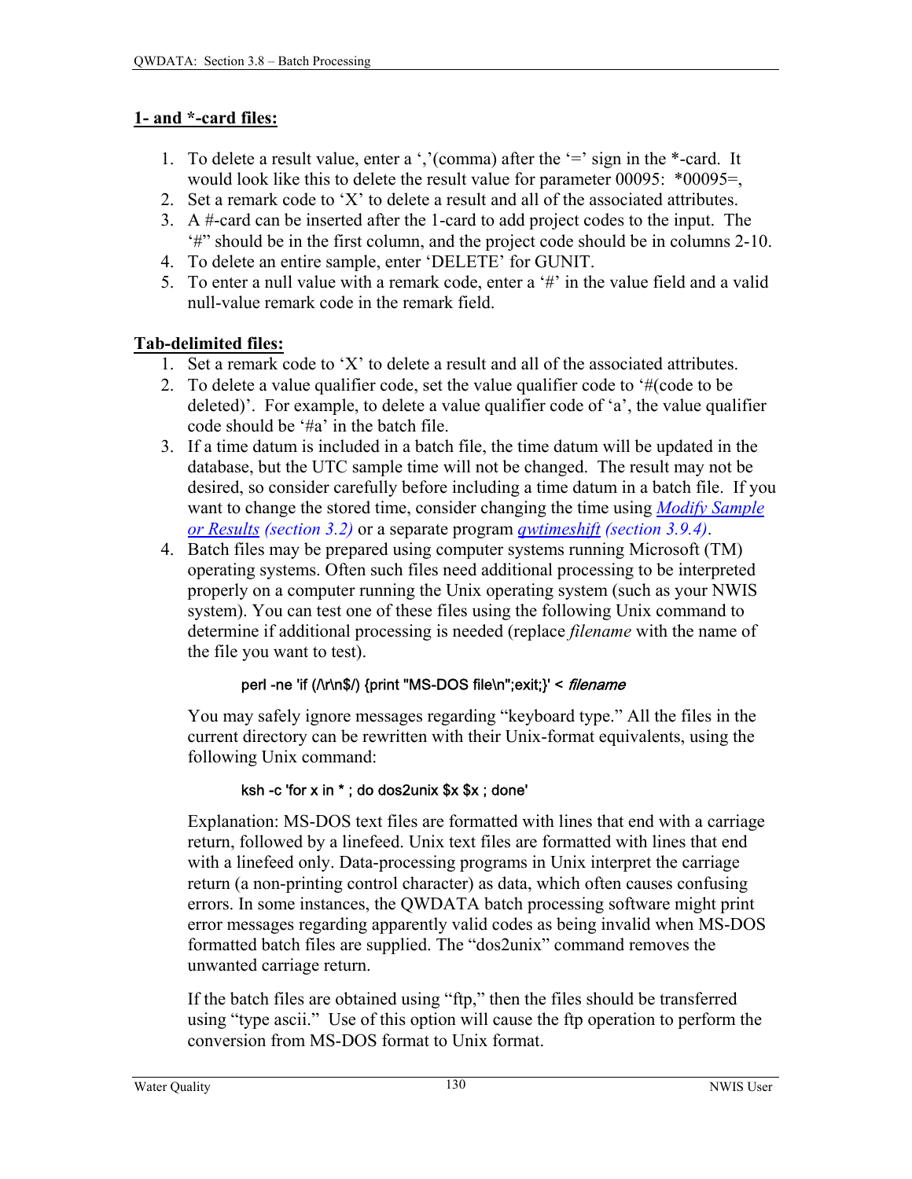**1- and *-card files:**

1. To delete a result value, enter a ‘,’(comma) after the ‘=’ sign in the *-card. It would look like this to delete the result value for parameter 00095: *00095=,
2. Set a remark code to ‘X’ to delete a result and all of the associated attributes.
3. A #-card can be inserted after the 1-card to add project codes to the input. The ‘#” should be in the first column, and the project code should be in columns 2-10.
4. To delete an entire sample, enter ‘DELETE’ for GUNIT.
5. To enter a null value with a remark code, enter a ‘#’ in the value field and a valid null-value remark code in the remark field.

**Tab-delimited files:**

1. Set a remark code to ‘X’ to delete a result and all of the associated attributes.
2. To delete a value qualifier code, set the value qualifier code to ‘#(code to be deleted)’. For example, to delete a value qualifier code of ‘a’, the value qualifier code should be ‘#a’ in the batch file.
3. If a time datum is included in a batch file, the time datum will be updated in the database, but the UTC sample time will not be changed. The result may not be desired, so consider carefully before including a time datum in a batch file. If you want to change the stored time, consider changing the time using *Modify Sample or Results (section 3.2)* or a separate program *qwtimeshift (section 3.9.4)*.
4. Batch files may be prepared using computer systems running Microsoft (TM) operating systems. Often such files need additional processing to be interpreted properly on a computer running the Unix operating system (such as your NWIS system). You can test one of these files using the following Unix command to determine if additional processing is needed (replace *filename* with the name of the file you want to test).

   ```
   perl -ne 'if (/\r\n$/) {print "MS-DOS file\n";exit;}' < filename
   ```

   You may safely ignore messages regarding “keyboard type.” All the files in the current directory can be rewritten with their Unix-format equivalents, using the following Unix command:

   ```
   ksh -c 'for x in * ; do dos2unix $x $x ; done'
   ```

   Explanation: MS-DOS text files are formatted with lines that end with a carriage return, followed by a linefeed. Unix text files are formatted with lines that end with a linefeed only. Data-processing programs in Unix interpret the carriage return (a non-printing control character) as data, which often causes confusing errors. In some instances, the QWDATA batch processing software might print error messages regarding apparently valid codes as being invalid when MS-DOS formatted batch files are supplied. The “dos2unix” command removes the unwanted carriage return.

   If the batch files are obtained using “ftp,” then the files should be transferred using “type ascii.” Use of this option will cause the ftp operation to perform the conversion from MS-DOS format to Unix format.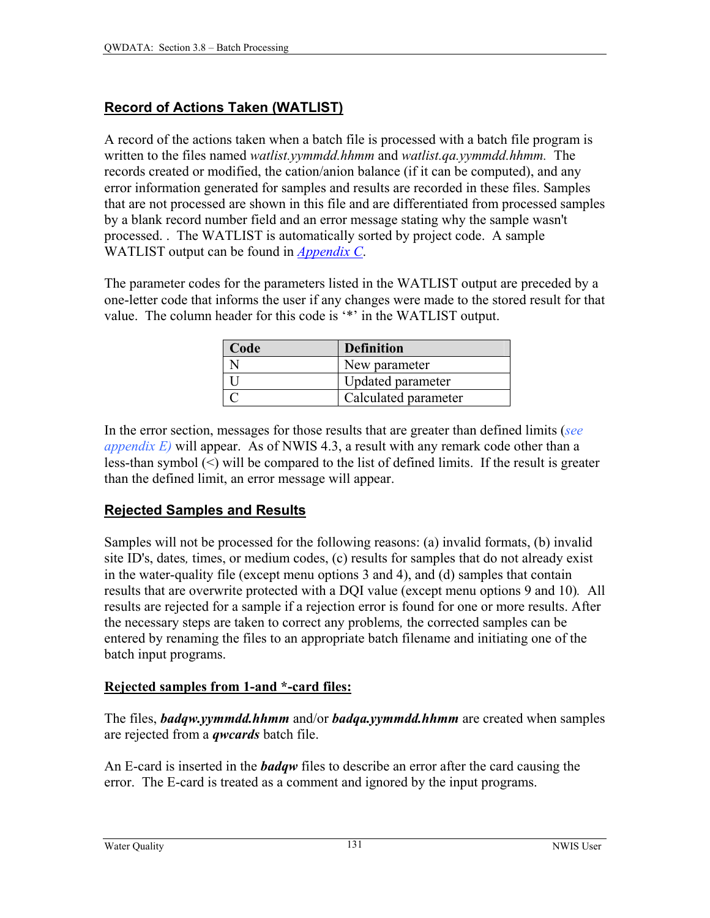## Record of Actions Taken (WATLIST)

A record of the actions taken when a batch file is processed with a batch file program is written to the files named *watlist.yymmdd.hhmm* and *watlist.qa.yymmdd.hhmm.* The records created or modified, the cation/anion balance (if it can be computed), and any error information generated for samples and results are recorded in these files. Samples that are not processed are shown in this file and are differentiated from processed samples by a blank record number field and an error message stating why the sample wasn't processed. . The WATLIST is automatically sorted by project code. A sample WATLIST output can be found in *Appendix C*.

The parameter codes for the parameters listed in the WATLIST output are preceded by a one-letter code that informs the user if any changes were made to the stored result for that value. The column header for this code is '*' in the WATLIST output.

| Code | Definition |
|---|---|
| N | New parameter |
| U | Updated parameter |
| C | Calculated parameter |

In the error section, messages for those results that are greater than defined limits (*see appendix E)* will appear. As of NWIS 4.3, a result with any remark code other than a less-than symbol (<) will be compared to the list of defined limits. If the result is greater than the defined limit, an error message will appear.

## Rejected Samples and Results

Samples will not be processed for the following reasons: (a) invalid formats, (b) invalid site ID's, dates, times, or medium codes, (c) results for samples that do not already exist in the water-quality file (except menu options 3 and 4), and (d) samples that contain results that are overwrite protected with a DQI value (except menu options 9 and 10). All results are rejected for a sample if a rejection error is found for one or more results. After the necessary steps are taken to correct any problems, the corrected samples can be entered by renaming the files to an appropriate batch filename and initiating one of the batch input programs.

### Rejected samples from 1-and *-card files:

The files, ***badqw.yymmdd.hhmm*** and/or ***badqa.yymmdd.hhmm*** are created when samples are rejected from a ***qwcards*** batch file.

An E-card is inserted in the ***badqw*** files to describe an error after the card causing the error. The E-card is treated as a comment and ignored by the input programs.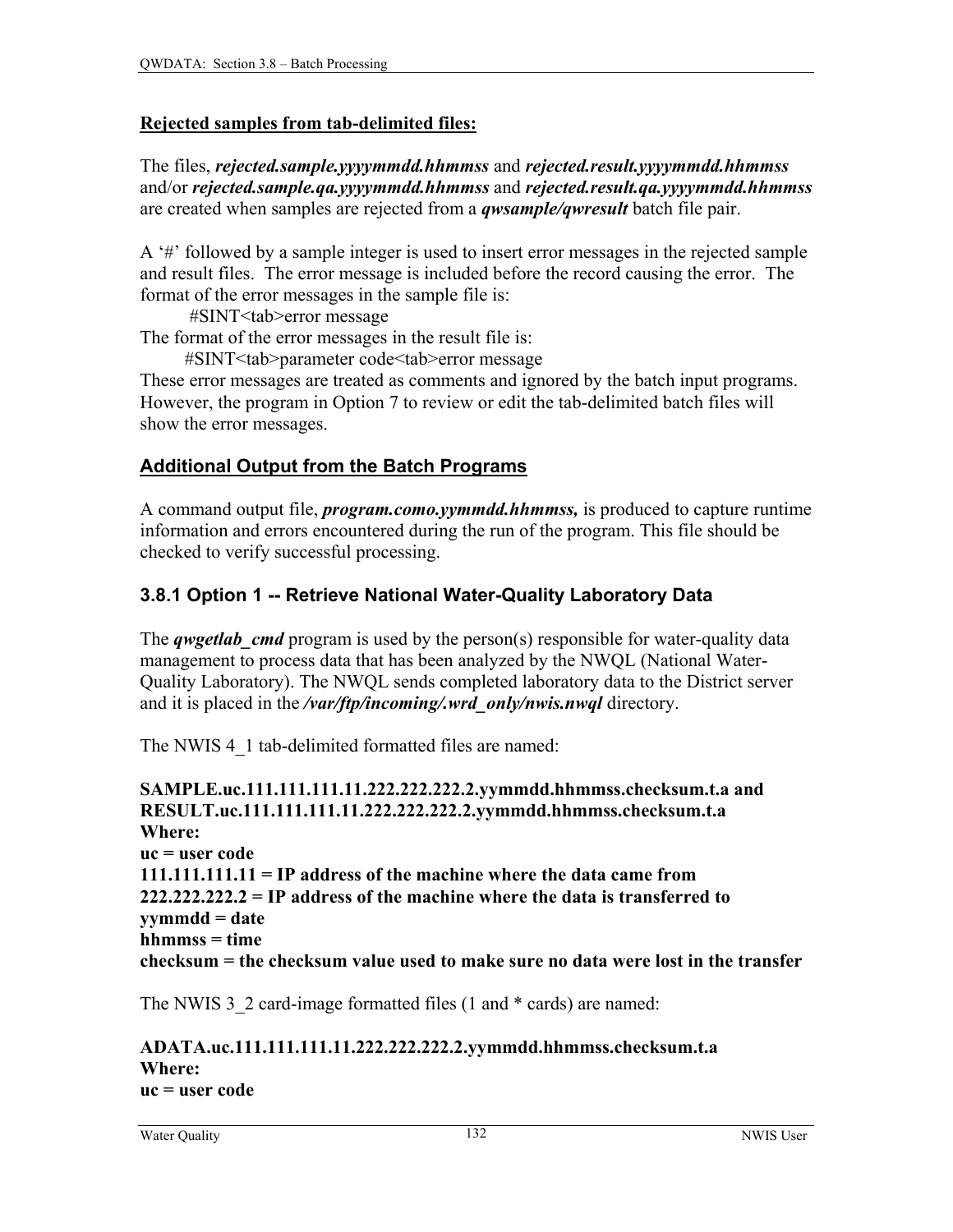**Rejected samples from tab-delimited files:**

The files, ***rejected.sample.yyyymmdd.hhmmss*** and ***rejected.result.yyyymmdd.hhmmss*** and/or ***rejected.sample.qa.yyyymmdd.hhmmss*** and ***rejected.result.qa.yyyymmdd.hhmmss*** are created when samples are rejected from a ***qwsample/qwresult*** batch file pair.

A '#' followed by a sample integer is used to insert error messages in the rejected sample and result files. The error message is included before the record causing the error. The format of the error messages in the sample file is:

    #SINT<tab>error message

The format of the error messages in the result file is:

    #SINT<tab>parameter code<tab>error message

These error messages are treated as comments and ignored by the batch input programs. However, the program in Option 7 to review or edit the tab-delimited batch files will show the error messages.

## Additional Output from the Batch Programs

A command output file, ***program.como.yymmdd.hhmmss,*** is produced to capture runtime information and errors encountered during the run of the program. This file should be checked to verify successful processing.

### 3.8.1 Option 1 -- Retrieve National Water-Quality Laboratory Data

The ***qwgetlab_cmd*** program is used by the person(s) responsible for water-quality data management to process data that has been analyzed by the NWQL (National Water-Quality Laboratory). The NWQL sends completed laboratory data to the District server and it is placed in the ***/var/ftp/incoming/.wrd_only/nwis.nwql*** directory.

The NWIS 4_1 tab-delimited formatted files are named:

**SAMPLE.uc.111.111.111.11.222.222.222.2.yymmdd.hhmmss.checksum.t.a and**
**RESULT.uc.111.111.111.11.222.222.222.2.yymmdd.hhmmss.checksum.t.a**
**Where:**
**uc = user code**
**111.111.111.11 = IP address of the machine where the data came from**
**222.222.222.2 = IP address of the machine where the data is transferred to**
**yymmdd = date**
**hhmmss = time**
**checksum = the checksum value used to make sure no data were lost in the transfer**

The NWIS 3_2 card-image formatted files (1 and * cards) are named:

**ADATA.uc.111.111.111.11.222.222.222.2.yymmdd.hhmmss.checksum.t.a**
**Where:**
**uc = user code**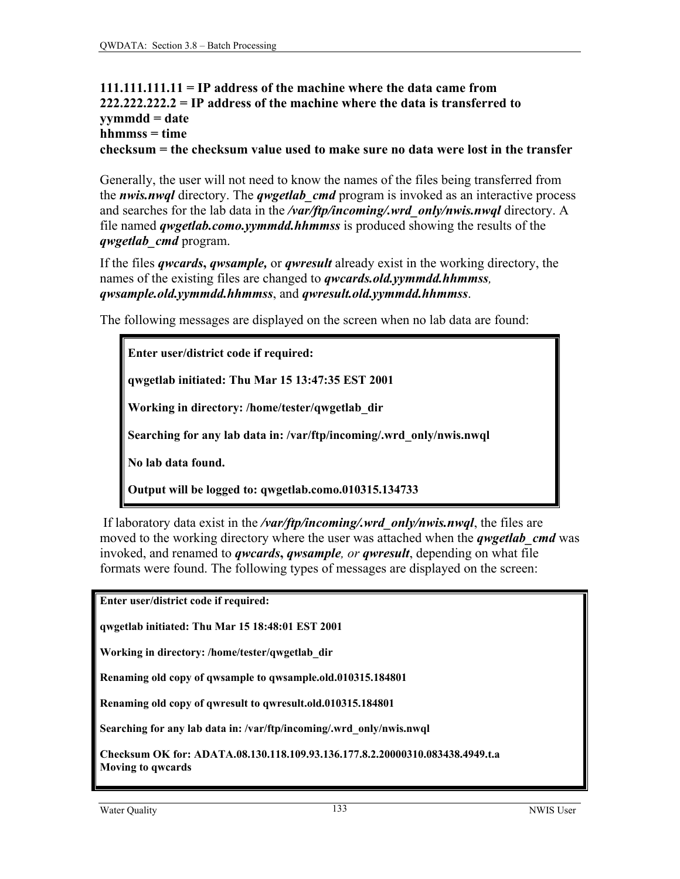**111.111.111.11 = IP address of the machine where the data came from**
**222.222.222.2 = IP address of the machine where the data is transferred to**
**yymmdd = date**
**hhmmss = time**
**checksum = the checksum value used to make sure no data were lost in the transfer**

Generally, the user will not need to know the names of the files being transferred from the ***nwis.nwql*** directory. The ***qwgetlab_cmd*** program is invoked as an interactive process and searches for the lab data in the ***/var/ftp/incoming/.wrd_only/nwis.nwql*** directory. A file named ***qwgetlab.como.yymmdd.hhmmss*** is produced showing the results of the ***qwgetlab_cmd*** program.

If the files ***qwcards*****,** ***qwsample,*** or ***qwresult*** already exist in the working directory, the names of the existing files are changed to ***qwcards.old.yymmdd.hhmmss,*** ***qwsample.old.yymmdd.hhmmss***, and ***qwresult.old.yymmdd.hhmmss***.

The following messages are displayed on the screen when no lab data are found:

```
Enter user/district code if required:

qwgetlab initiated: Thu Mar 15 13:47:35 EST 2001

Working in directory: /home/tester/qwgetlab_dir

Searching for any lab data in: /var/ftp/incoming/.wrd_only/nwis.nwql

No lab data found.

Output will be logged to: qwgetlab.como.010315.134733
```

If laboratory data exist in the ***/var/ftp/incoming/.wrd_only/nwis.nwql***, the files are moved to the working directory where the user was attached when the ***qwgetlab_cmd*** was invoked, and renamed to ***qwcards*****,** ***qwsample****, or* ***qwresult***, depending on what file formats were found. The following types of messages are displayed on the screen:

```
Enter user/district code if required:

qwgetlab initiated: Thu Mar 15 18:48:01 EST 2001

Working in directory: /home/tester/qwgetlab_dir

Renaming old copy of qwsample to qwsample.old.010315.184801

Renaming old copy of qwresult to qwresult.old.010315.184801

Searching for any lab data in: /var/ftp/incoming/.wrd_only/nwis.nwql

Checksum OK for: ADATA.08.130.118.109.93.136.177.8.2.20000310.083438.4949.t.a
Moving to qwcards
```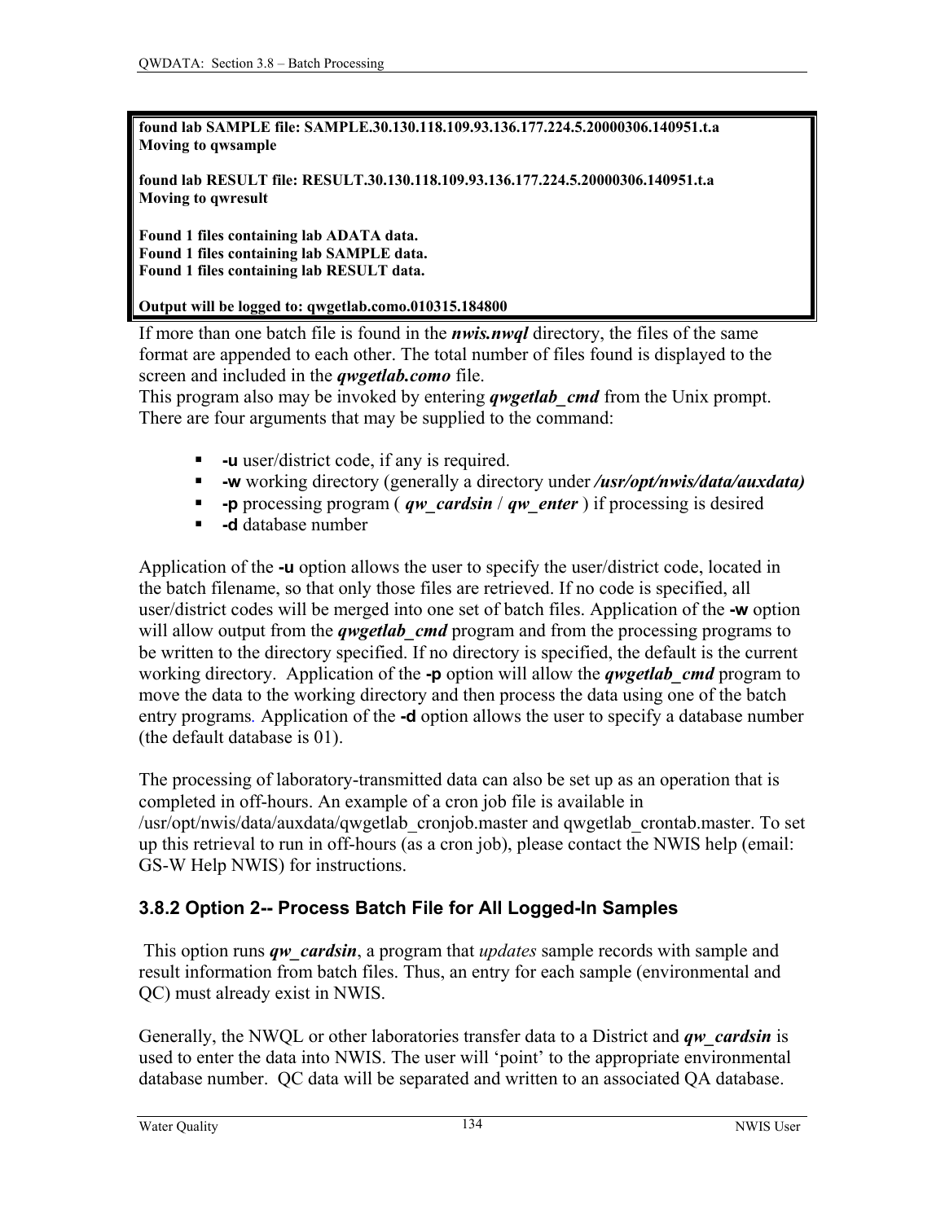```
found lab SAMPLE file: SAMPLE.30.130.118.109.93.136.177.224.5.20000306.140951.t.a
Moving to qwsample

found lab RESULT file: RESULT.30.130.118.109.93.136.177.224.5.20000306.140951.t.a
Moving to qwresult

Found 1 files containing lab ADATA data.
Found 1 files containing lab SAMPLE data.
Found 1 files containing lab RESULT data.

Output will be logged to: qwgetlab.como.010315.184800
```

If more than one batch file is found in the ***nwis.nwql*** directory, the files of the same format are appended to each other. The total number of files found is displayed to the screen and included in the ***qwgetlab.como*** file.

This program also may be invoked by entering ***qwgetlab_cmd*** from the Unix prompt. There are four arguments that may be supplied to the command:

- **-u** user/district code, if any is required.
- **-w** working directory (generally a directory under ***/usr/opt/nwis/data/auxdata)***
- **-p** processing program ( ***qw_cardsin*** / ***qw_enter*** ) if processing is desired
- **-d** database number

Application of the **-u** option allows the user to specify the user/district code, located in the batch filename, so that only those files are retrieved. If no code is specified, all user/district codes will be merged into one set of batch files. Application of the **-w** option will allow output from the ***qwgetlab_cmd*** program and from the processing programs to be written to the directory specified. If no directory is specified, the default is the current working directory. Application of the **-p** option will allow the ***qwgetlab_cmd*** program to move the data to the working directory and then process the data using one of the batch entry programs. Application of the **-d** option allows the user to specify a database number (the default database is 01).

The processing of laboratory-transmitted data can also be set up as an operation that is completed in off-hours. An example of a cron job file is available in /usr/opt/nwis/data/auxdata/qwgetlab_cronjob.master and qwgetlab_crontab.master. To set up this retrieval to run in off-hours (as a cron job), please contact the NWIS help (email: GS-W Help NWIS) for instructions.

### 3.8.2 Option 2-- Process Batch File for All Logged-In Samples

This option runs ***qw_cardsin***, a program that *updates* sample records with sample and result information from batch files. Thus, an entry for each sample (environmental and QC) must already exist in NWIS.

Generally, the NWQL or other laboratories transfer data to a District and ***qw_cardsin*** is used to enter the data into NWIS. The user will 'point' to the appropriate environmental database number. QC data will be separated and written to an associated QA database.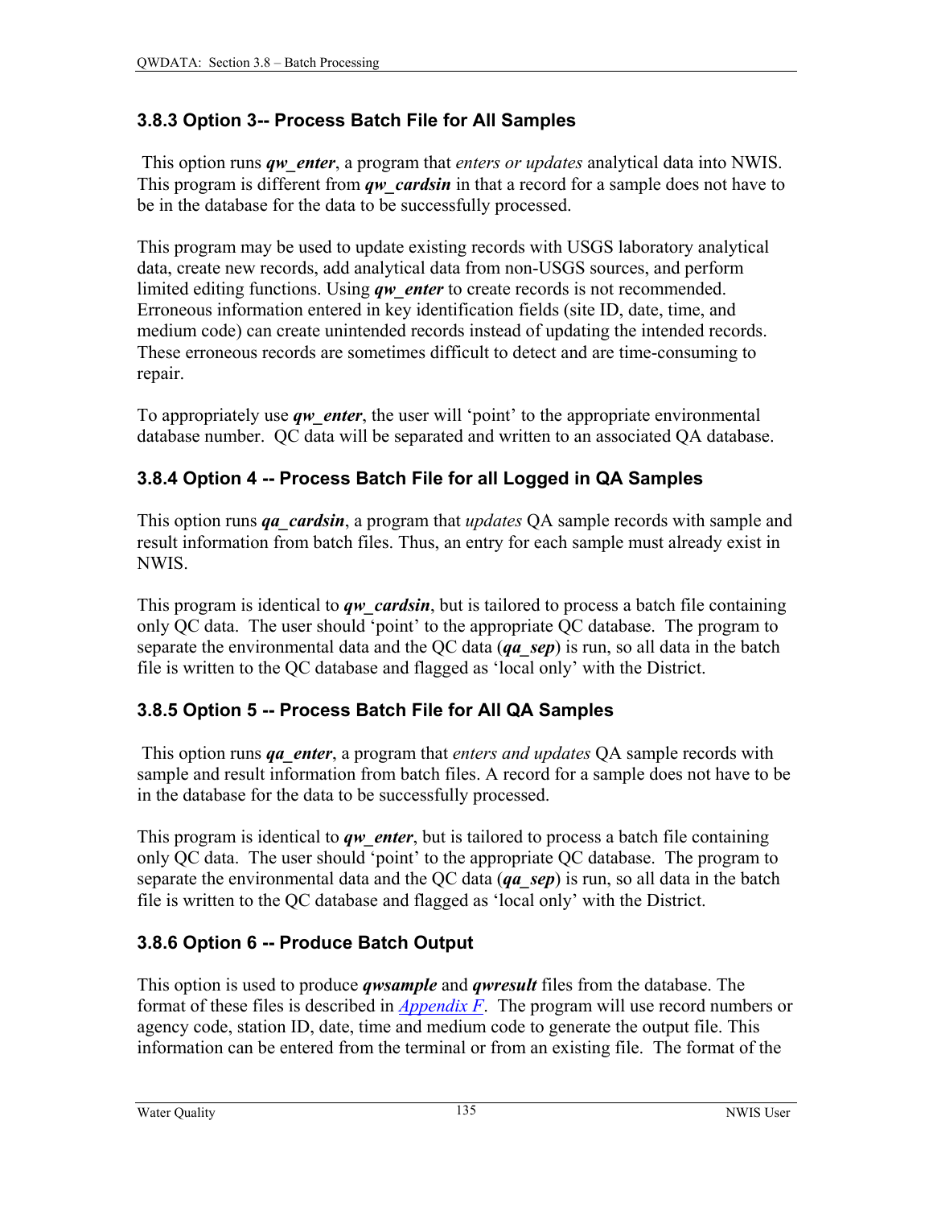### 3.8.3 Option 3-- Process Batch File for All Samples

This option runs ***qw_enter***, a program that *enters or updates* analytical data into NWIS. This program is different from ***qw_cardsin*** in that a record for a sample does not have to be in the database for the data to be successfully processed.

This program may be used to update existing records with USGS laboratory analytical data, create new records, add analytical data from non-USGS sources, and perform limited editing functions. Using ***qw_enter*** to create records is not recommended. Erroneous information entered in key identification fields (site ID, date, time, and medium code) can create unintended records instead of updating the intended records. These erroneous records are sometimes difficult to detect and are time-consuming to repair.

To appropriately use ***qw_enter***, the user will 'point' to the appropriate environmental database number. QC data will be separated and written to an associated QA database.

### 3.8.4 Option 4 -- Process Batch File for all Logged in QA Samples

This option runs ***qa_cardsin***, a program that *updates* QA sample records with sample and result information from batch files. Thus, an entry for each sample must already exist in NWIS.

This program is identical to ***qw_cardsin***, but is tailored to process a batch file containing only QC data. The user should 'point' to the appropriate QC database. The program to separate the environmental data and the QC data (***qa_sep***) is run, so all data in the batch file is written to the QC database and flagged as 'local only' with the District.

### 3.8.5 Option 5 -- Process Batch File for All QA Samples

This option runs ***qa_enter***, a program that *enters and updates* QA sample records with sample and result information from batch files. A record for a sample does not have to be in the database for the data to be successfully processed.

This program is identical to ***qw_enter***, but is tailored to process a batch file containing only QC data. The user should 'point' to the appropriate QC database. The program to separate the environmental data and the QC data (***qa_sep***) is run, so all data in the batch file is written to the QC database and flagged as 'local only' with the District.

### 3.8.6 Option 6 -- Produce Batch Output

This option is used to produce ***qwsample*** and ***qwresult*** files from the database. The format of these files is described in *Appendix F*. The program will use record numbers or agency code, station ID, date, time and medium code to generate the output file. This information can be entered from the terminal or from an existing file. The format of the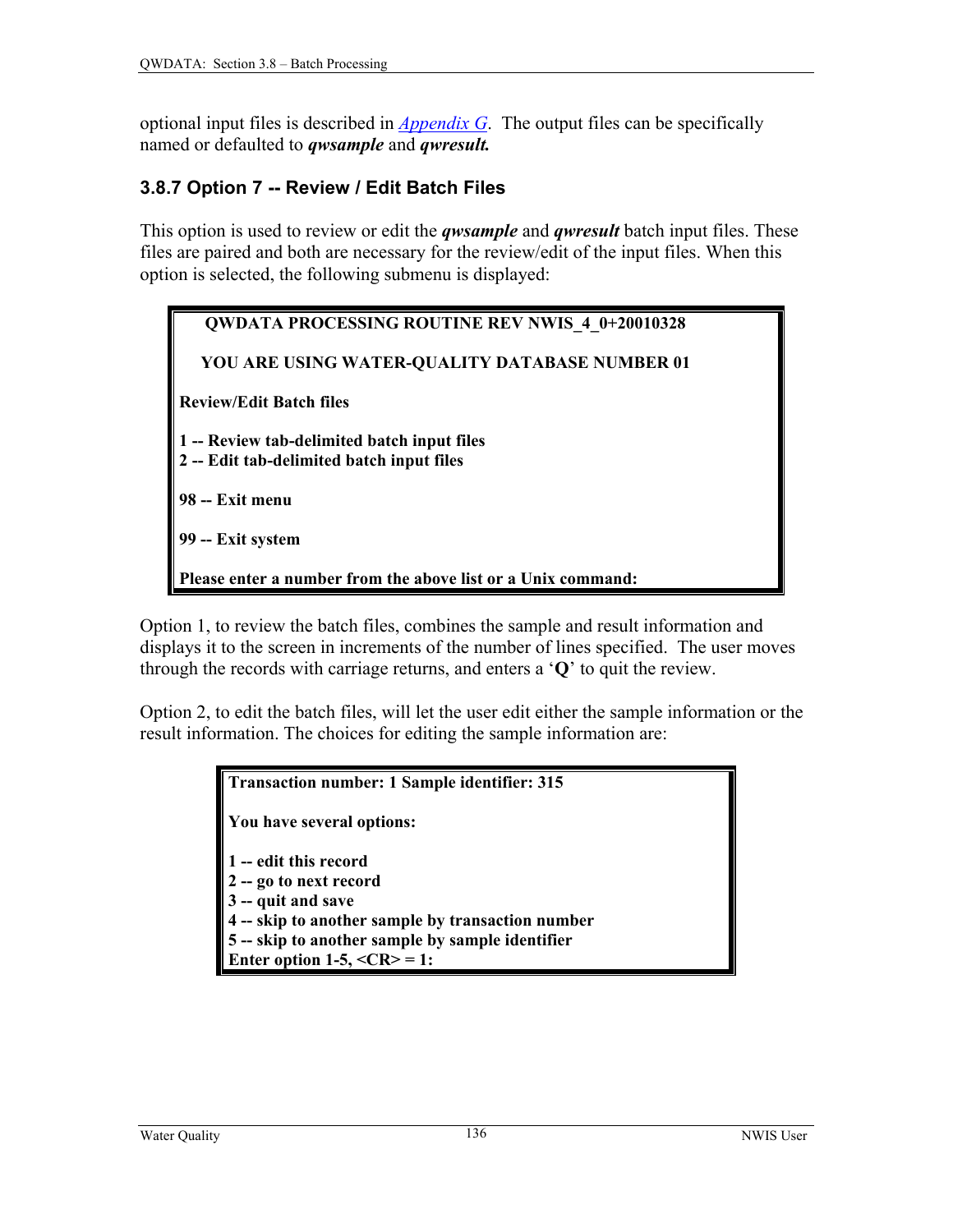optional input files is described in *Appendix G*. The output files can be specifically named or defaulted to ***qwsample*** and ***qwresult.***

### 3.8.7 Option 7 -- Review / Edit Batch Files

This option is used to review or edit the ***qwsample*** and ***qwresult*** batch input files. These files are paired and both are necessary for the review/edit of the input files. When this option is selected, the following submenu is displayed:

```
   QWDATA PROCESSING ROUTINE REV NWIS_4_0+20010328

  YOU ARE USING WATER-QUALITY DATABASE NUMBER 01

Review/Edit Batch files

1 -- Review tab-delimited batch input files
2 -- Edit tab-delimited batch input files

98 -- Exit menu

99 -- Exit system

Please enter a number from the above list or a Unix command:
```

Option 1, to review the batch files, combines the sample and result information and displays it to the screen in increments of the number of lines specified. The user moves through the records with carriage returns, and enters a '**Q**' to quit the review.

Option 2, to edit the batch files, will let the user edit either the sample information or the result information. The choices for editing the sample information are:

```
Transaction number: 1 Sample identifier: 315

You have several options:

1 -- edit this record
2 -- go to next record
3 -- quit and save
4 -- skip to another sample by transaction number
5 -- skip to another sample by sample identifier
Enter option 1-5, <CR> = 1:
```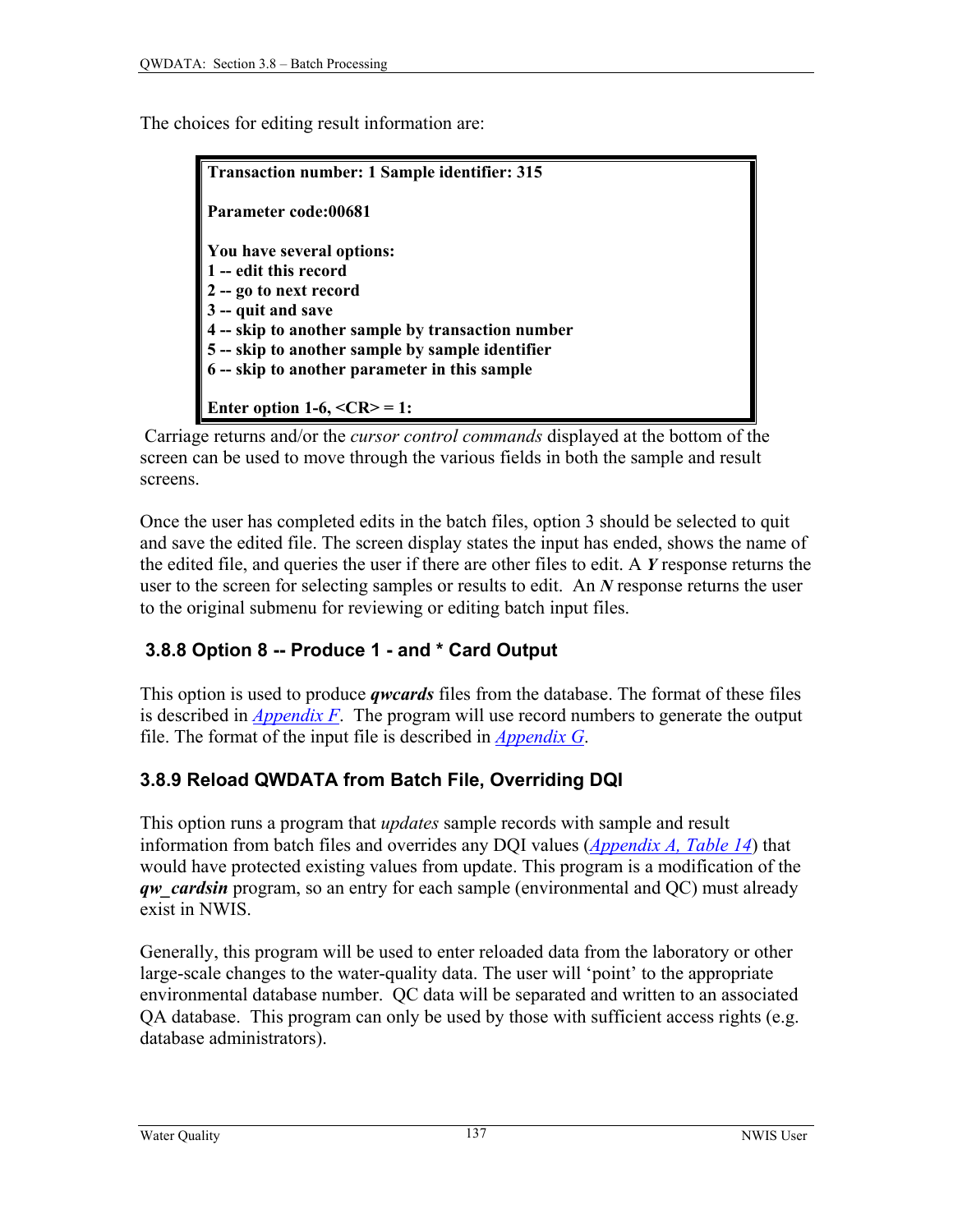The choices for editing result information are:

```
Transaction number: 1 Sample identifier: 315

Parameter code:00681

You have several options:
1 -- edit this record
2 -- go to next record
3 -- quit and save
4 -- skip to another sample by transaction number
5 -- skip to another sample by sample identifier
6 -- skip to another parameter in this sample

Enter option 1-6, <CR> = 1:
```

Carriage returns and/or the *cursor control commands* displayed at the bottom of the screen can be used to move through the various fields in both the sample and result screens.

Once the user has completed edits in the batch files, option 3 should be selected to quit and save the edited file. The screen display states the input has ended, shows the name of the edited file, and queries the user if there are other files to edit. A ***Y*** response returns the user to the screen for selecting samples or results to edit. An ***N*** response returns the user to the original submenu for reviewing or editing batch input files.

### 3.8.8 Option 8 -- Produce 1 - and * Card Output

This option is used to produce ***qwcards*** files from the database. The format of these files is described in *Appendix F*. The program will use record numbers to generate the output file. The format of the input file is described in *Appendix G*.

### 3.8.9 Reload QWDATA from Batch File, Overriding DQI

This option runs a program that *updates* sample records with sample and result information from batch files and overrides any DQI values (*Appendix A, Table 14*) that would have protected existing values from update. This program is a modification of the ***qw_cardsin*** program, so an entry for each sample (environmental and QC) must already exist in NWIS.

Generally, this program will be used to enter reloaded data from the laboratory or other large-scale changes to the water-quality data. The user will 'point' to the appropriate environmental database number. QC data will be separated and written to an associated QA database. This program can only be used by those with sufficient access rights (e.g. database administrators).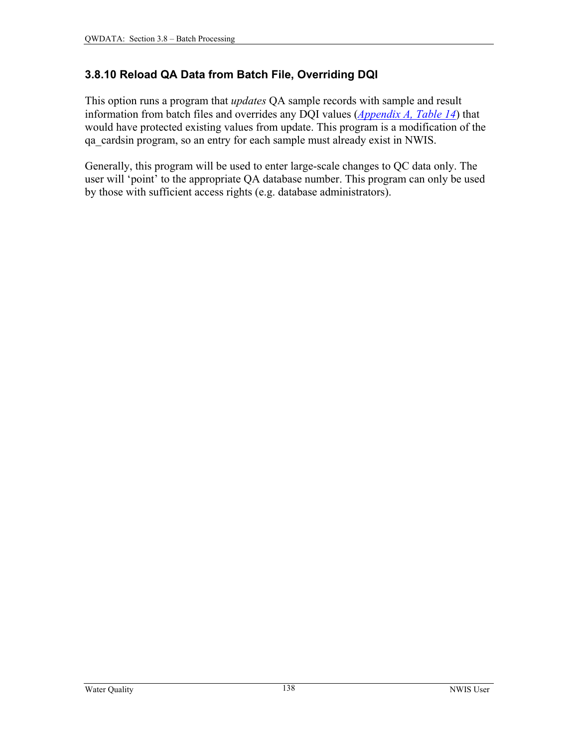### 3.8.10 Reload QA Data from Batch File, Overriding DQI

This option runs a program that *updates* QA sample records with sample and result information from batch files and overrides any DQI values (*Appendix A, Table 14*) that would have protected existing values from update. This program is a modification of the qa_cardsin program, so an entry for each sample must already exist in NWIS.

Generally, this program will be used to enter large-scale changes to QC data only. The user will 'point' to the appropriate QA database number. This program can only be used by those with sufficient access rights (e.g. database administrators).